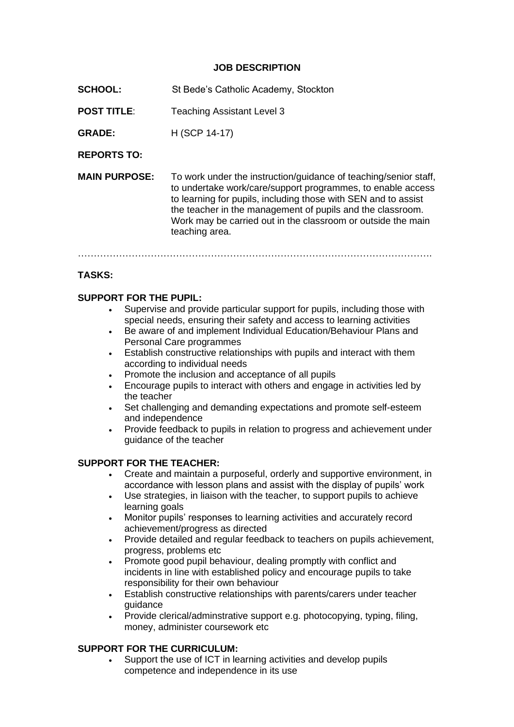# JOB DESCRIPTION

**SCHOOL:** St Bede's Catholic Academy, Stockton

**POST TITLE**: Teaching Assistant Level 3

**GRADE:** H (SCP 14-17)

**REPORTS TO:**

**MAIN PURPOSE:** To work under the instruction/guidance of teaching/senior staff, to undertake work/care/support programmes, to enable access to learning for pupils, including those with SEN and to assist the teacher in the management of pupils and the classroom. Work may be carried out in the classroom or outside the main teaching area.

…………………………………………………………………………………………………….

## TASKS:

### SUPPORT FOR THE PUPIL:

- Supervise and provide particular support for pupils, including those with special needs, ensuring their safety and access to learning activities
- Be aware of and implement Individual Education/Behaviour Plans and Personal Care programmes
- Establish constructive relationships with pupils and interact with them according to individual needs
- Promote the inclusion and acceptance of all pupils
- Encourage pupils to interact with others and engage in activities led by the teacher
- Set challenging and demanding expectations and promote self-esteem and independence
- Provide feedback to pupils in relation to progress and achievement under guidance of the teacher

### SUPPORT FOR THE TEACHER:

- Create and maintain a purposeful, orderly and supportive environment, in accordance with lesson plans and assist with the display of pupils' work
- Use strategies, in liaison with the teacher, to support pupils to achieve learning goals
- Monitor pupils' responses to learning activities and accurately record achievement/progress as directed
- Provide detailed and regular feedback to teachers on pupils achievement, progress, problems etc
- Promote good pupil behaviour, dealing promptly with conflict and incidents in line with established policy and encourage pupils to take responsibility for their own behaviour
- Establish constructive relationships with parents/carers under teacher guidance
- Provide clerical/adminstrative support e.g. photocopying, typing, filing, money, administer coursework etc

### SUPPORT FOR THE CURRICULUM:

- Support the use of ICT in learning activities and develop pupils competence and independence in its use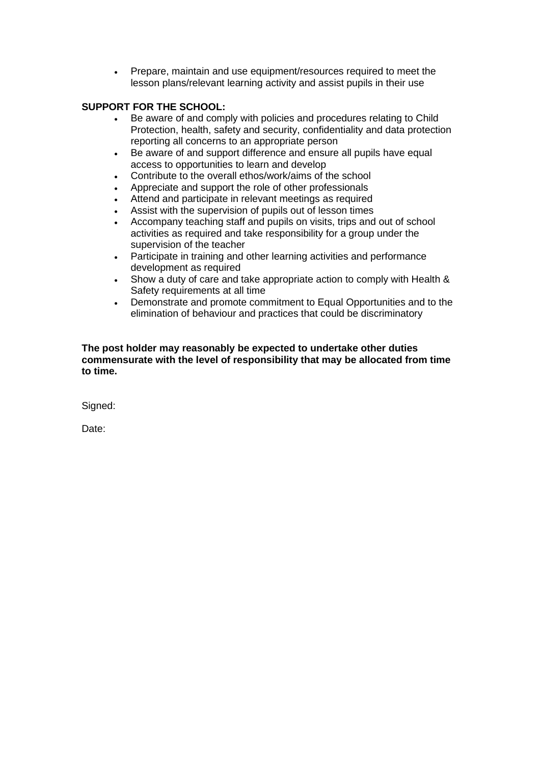- Prepare, maintain and use equipment/resources required to meet the lesson plans/relevant learning activity and assist pupils in their use

**SUPPORT FOR THE SCHOOL:**

- Be aware of and comply with policies and procedures relating to Child Protection, health, safety and security, confidentiality and data protection reporting all concerns to an appropriate person
- Be aware of and support difference and ensure all pupils have equal access to opportunities to learn and develop
- Contribute to the overall ethos/work/aims of the school
- Appreciate and support the role of other professionals
- Attend and participate in relevant meetings as required
- Assist with the supervision of pupils out of lesson times
- Accompany teaching staff and pupils on visits, trips and out of school activities as required and take responsibility for a group under the supervision of the teacher
- Participate in training and other learning activities and performance development as required
- Show a duty of care and take appropriate action to comply with Health & Safety requirements at all time
- Demonstrate and promote commitment to Equal Opportunities and to the elimination of behaviour and practices that could be discriminatory

**The post holder may reasonably be expected to undertake other duties commensurate with the level of responsibility that may be allocated from time to time.**

Signed:

Date: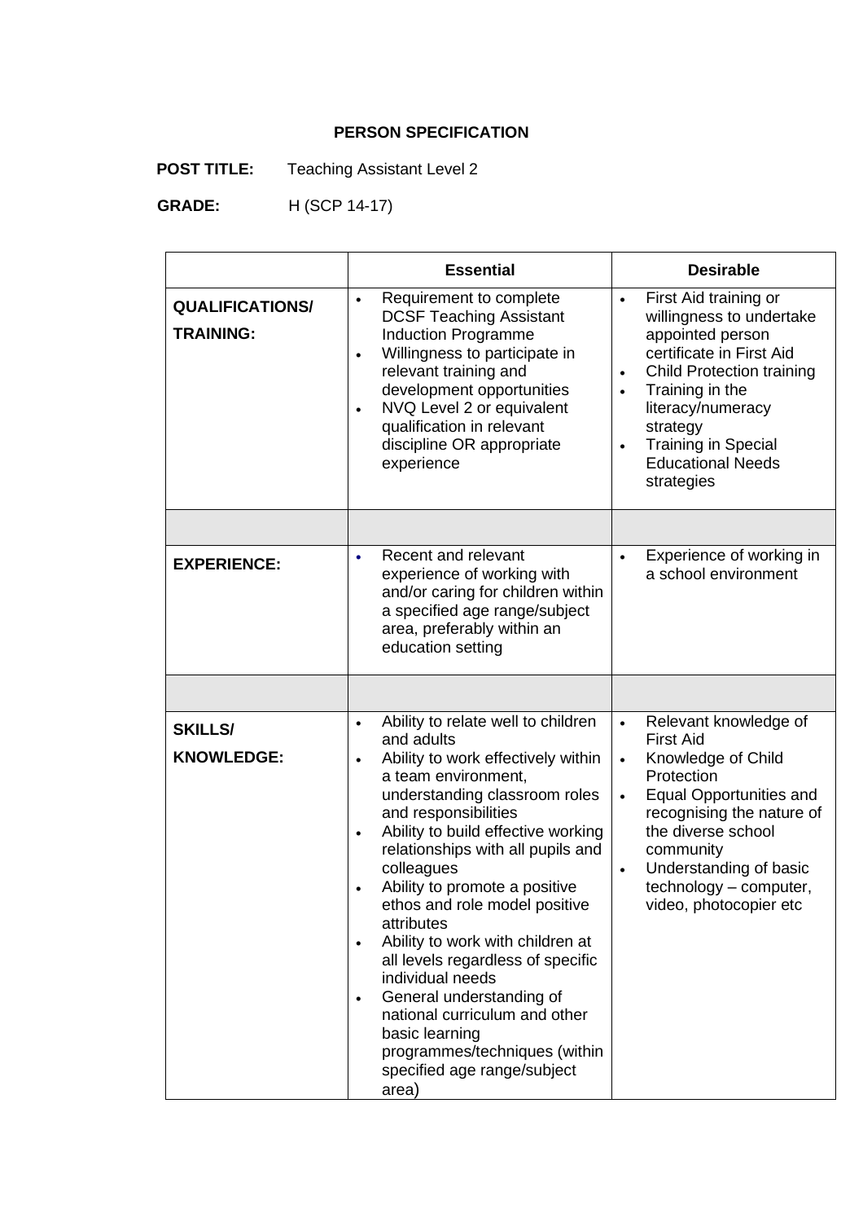**PERSON SPECIFICATION**

**POST TITLE:** Teaching Assistant Level 2

**GRADE:** H (SCP 14-17)

| | **Essential** | **Desirable** |
|---|---|---|
| **QUALIFICATIONS/ TRAINING:** | • Requirement to complete DCSF Teaching Assistant Induction Programme<br>• Willingness to participate in relevant training and development opportunities<br>• NVQ Level 2 or equivalent qualification in relevant discipline OR appropriate experience | • First Aid training or willingness to undertake appointed person certificate in First Aid<br>• Child Protection training<br>• Training in the literacy/numeracy strategy<br>• Training in Special Educational Needs strategies |
| | | |
| **EXPERIENCE:** | • Recent and relevant experience of working with and/or caring for children within a specified age range/subject area, preferably within an education setting | • Experience of working in a school environment |
| | | |
| **SKILLS/ KNOWLEDGE:** | • Ability to relate well to children and adults<br>• Ability to work effectively within a team environment, understanding classroom roles and responsibilities<br>• Ability to build effective working relationships with all pupils and colleagues<br>• Ability to promote a positive ethos and role model positive attributes<br>• Ability to work with children at all levels regardless of specific individual needs<br>• General understanding of national curriculum and other basic learning programmes/techniques (within specified age range/subject area) | • Relevant knowledge of First Aid<br>• Knowledge of Child Protection<br>• Equal Opportunities and recognising the nature of the diverse school community<br>• Understanding of basic technology – computer, video, photocopier etc |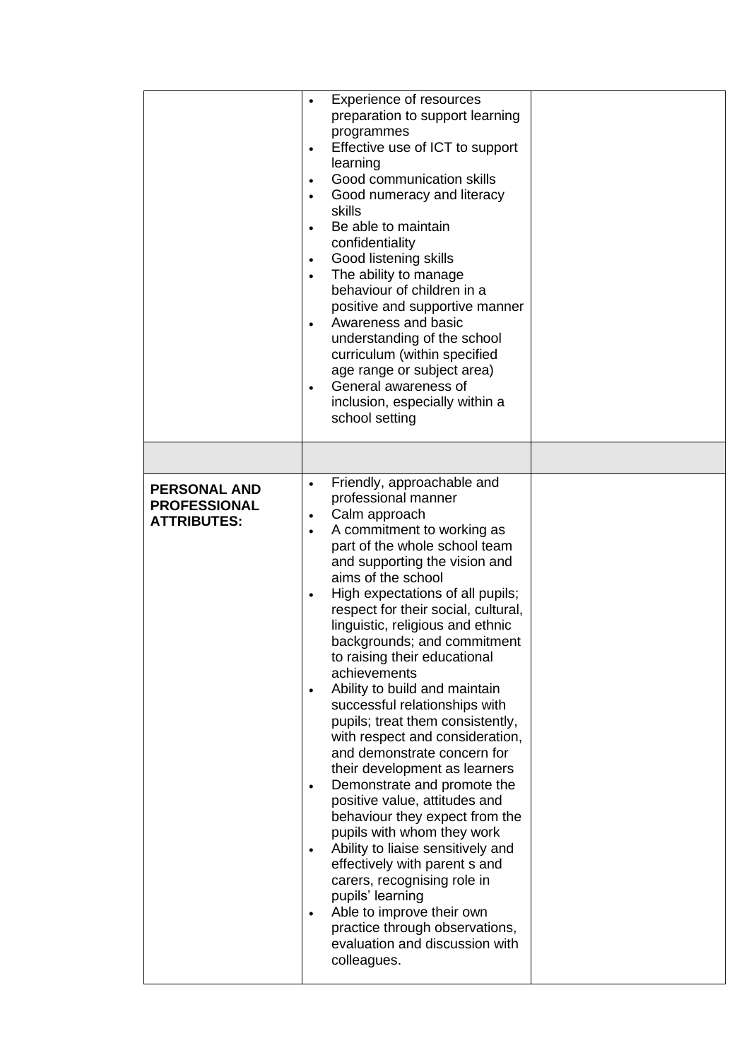| | | |
|---|---|---|
| | • Experience of resources preparation to support learning programmes<br>• Effective use of ICT to support learning<br>• Good communication skills<br>• Good numeracy and literacy skills<br>• Be able to maintain confidentiality<br>• Good listening skills<br>• The ability to manage behaviour of children in a positive and supportive manner<br>• Awareness and basic understanding of the school curriculum (within specified age range or subject area)<br>• General awareness of inclusion, especially within a school setting | |
| | | |
| **PERSONAL AND PROFESSIONAL ATTRIBUTES:** | • Friendly, approachable and professional manner<br>• Calm approach<br>• A commitment to working as part of the whole school team and supporting the vision and aims of the school<br>• High expectations of all pupils; respect for their social, cultural, linguistic, religious and ethnic backgrounds; and commitment to raising their educational achievements<br>• Ability to build and maintain successful relationships with pupils; treat them consistently, with respect and consideration, and demonstrate concern for their development as learners<br>• Demonstrate and promote the positive value, attitudes and behaviour they expect from the pupils with whom they work<br>• Ability to liaise sensitively and effectively with parent s and carers, recognising role in pupils' learning<br>• Able to improve their own practice through observations, evaluation and discussion with colleagues. | |